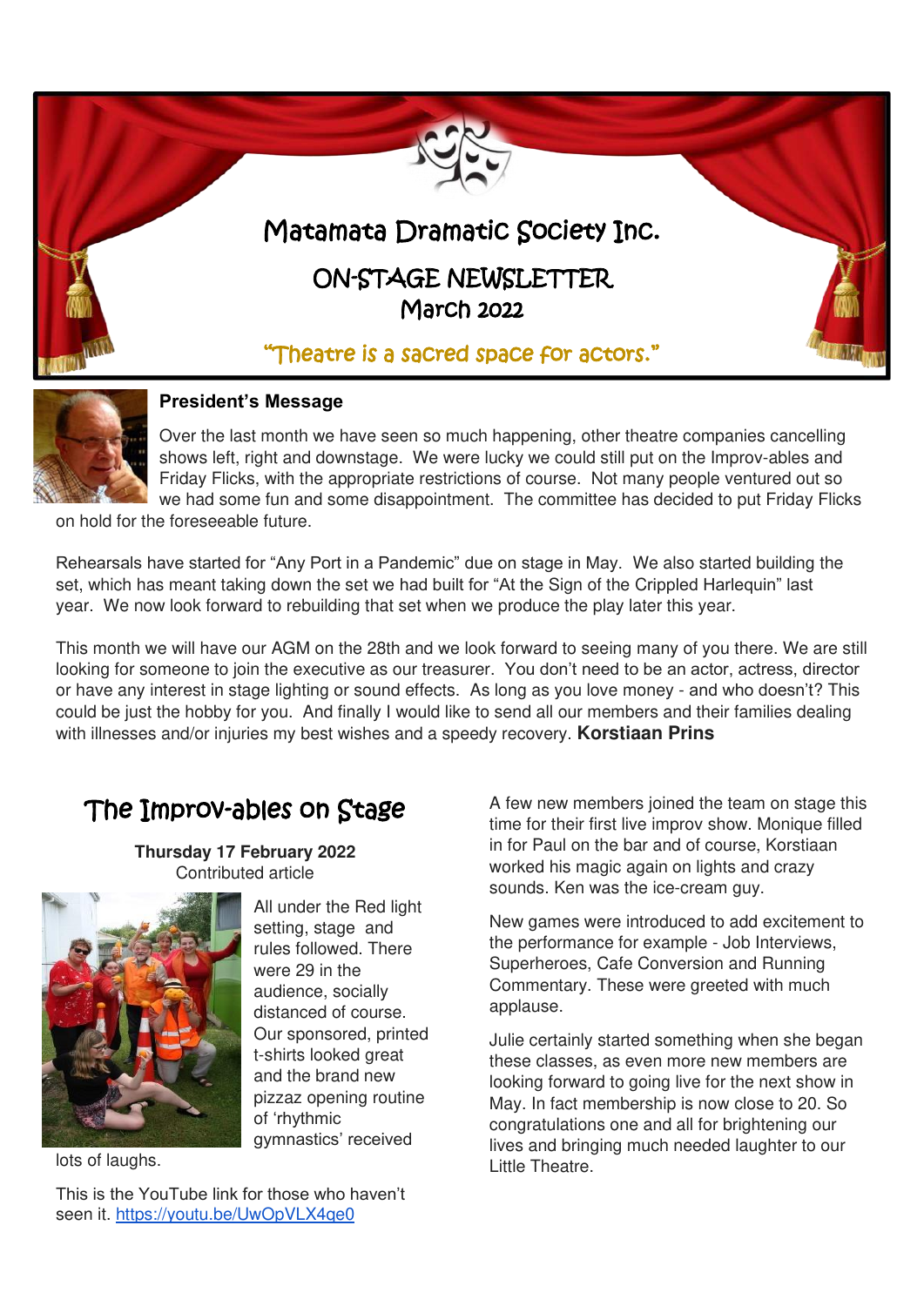# Matamata Dramatic Society Inc.

## ON-STAGE NEWSLETTER
## March 2022

*"Theatre is a sacred space for actors."*

### President's Message

Over the last month we have seen so much happening, other theatre companies cancelling shows left, right and downstage. We were lucky we could still put on the Improv-ables and Friday Flicks, with the appropriate restrictions of course. Not many people ventured out so we had some fun and some disappointment. The committee has decided to put Friday Flicks on hold for the foreseeable future.

Rehearsals have started for "Any Port in a Pandemic" due on stage in May. We also started building the set, which has meant taking down the set we had built for "At the Sign of the Crippled Harlequin" last year. We now look forward to rebuilding that set when we produce the play later this year.

This month we will have our AGM on the 28th and we look forward to seeing many of you there. We are still looking for someone to join the executive as our treasurer. You don't need to be an actor, actress, director or have any interest in stage lighting or sound effects. As long as you love money - and who doesn't? This could be just the hobby for you. And finally I would like to send all our members and their families dealing with illnesses and/or injuries my best wishes and a speedy recovery. **Korstiaan Prins**

## The Improv-ables on Stage

**Thursday 17 February 2022**
Contributed article

All under the Red light setting, stage and rules followed. There were 29 in the audience, socially distanced of course. Our sponsored, printed t-shirts looked great and the brand new pizzaz opening routine of 'rhythmic gymnastics' received lots of laughs.

This is the YouTube link for those who haven't seen it. https://youtu.be/UwOpVLX4qe0

A few new members joined the team on stage this time for their first live improv show. Monique filled in for Paul on the bar and of course, Korstiaan worked his magic again on lights and crazy sounds. Ken was the ice-cream guy.

New games were introduced to add excitement to the performance for example - Job Interviews, Superheroes, Cafe Conversion and Running Commentary. These were greeted with much applause.

Julie certainly started something when she began these classes, as even more new members are looking forward to going live for the next show in May. In fact membership is now close to 20. So congratulations one and all for brightening our lives and bringing much needed laughter to our Little Theatre.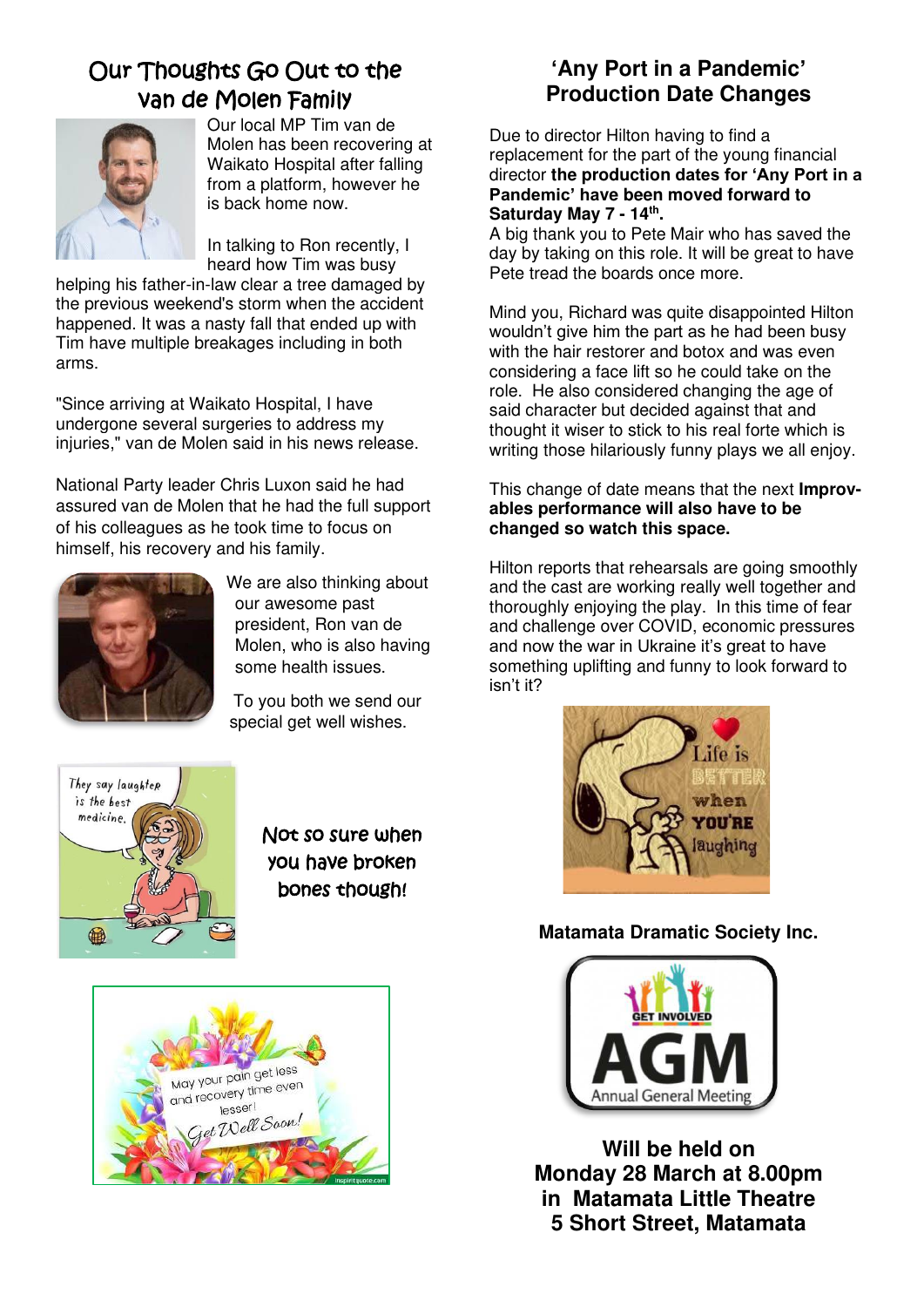## Our Thoughts Go Out to the van de Molen Family

Our local MP Tim van de Molen has been recovering at Waikato Hospital after falling from a platform, however he is back home now.

In talking to Ron recently, I heard how Tim was busy helping his father-in-law clear a tree damaged by the previous weekend's storm when the accident happened. It was a nasty fall that ended up with Tim have multiple breakages including in both arms.

"Since arriving at Waikato Hospital, I have undergone several surgeries to address my injuries," van de Molen said in his news release.

National Party leader Chris Luxon said he had assured van de Molen that he had the full support of his colleagues as he took time to focus on himself, his recovery and his family.

We are also thinking about our awesome past president, Ron van de Molen, who is also having some health issues.

To you both we send our special get well wishes.

Not so sure when you have broken bones though!

## 'Any Port in a Pandemic' Production Date Changes

Due to director Hilton having to find a replacement for the part of the young financial director **the production dates for 'Any Port in a Pandemic' have been moved forward to Saturday May 7 - 14th.**

A big thank you to Pete Mair who has saved the day by taking on this role. It will be great to have Pete tread the boards once more.

Mind you, Richard was quite disappointed Hilton wouldn't give him the part as he had been busy with the hair restorer and botox and was even considering a face lift so he could take on the role. He also considered changing the age of said character but decided against that and thought it wiser to stick to his real forte which is writing those hilariously funny plays we all enjoy.

This change of date means that the next **Improv-ables performance will also have to be changed so watch this space.**

Hilton reports that rehearsals are going smoothly and the cast are working really well together and thoroughly enjoying the play. In this time of fear and challenge over COVID, economic pressures and now the war in Ukraine it's great to have something uplifting and funny to look forward to isn't it?

**Matamata Dramatic Society Inc.**

**Will be held on Monday 28 March at 8.00pm in Matamata Little Theatre 5 Short Street, Matamata**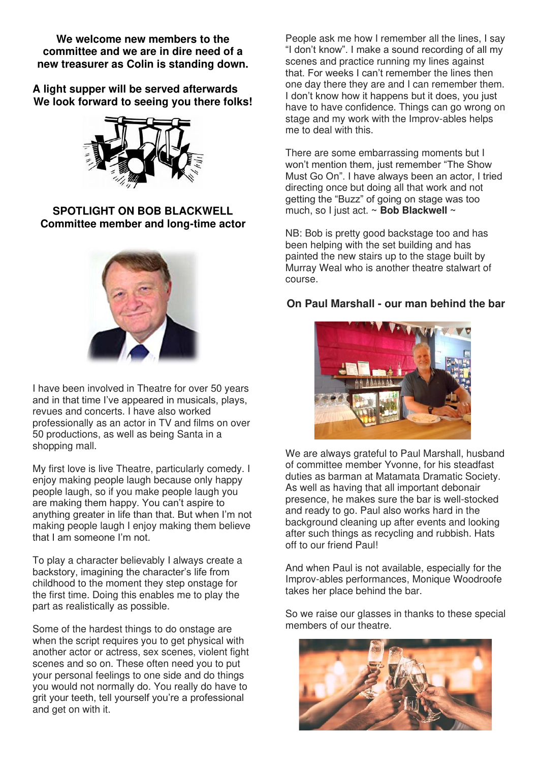**We welcome new members to the committee and we are in dire need of a new treasurer as Colin is standing down.**

**A light supper will be served afterwards**
**We look forward to seeing you there folks!**

## SPOTLIGHT ON BOB BLACKWELL
### Committee member and long-time actor

I have been involved in Theatre for over 50 years and in that time I've appeared in musicals, plays, revues and concerts. I have also worked professionally as an actor in TV and films on over 50 productions, as well as being Santa in a shopping mall.

My first love is live Theatre, particularly comedy. I enjoy making people laugh because only happy people laugh, so if you make people laugh you are making them happy. You can't aspire to anything greater in life than that. But when I'm not making people laugh I enjoy making them believe that I am someone I'm not.

To play a character believably I always create a backstory, imagining the character's life from childhood to the moment they step onstage for the first time. Doing this enables me to play the part as realistically as possible.

Some of the hardest things to do onstage are when the script requires you to get physical with another actor or actress, sex scenes, violent fight scenes and so on. These often need you to put your personal feelings to one side and do things you would not normally do. You really do have to grit your teeth, tell yourself you're a professional and get on with it.

People ask me how I remember all the lines, I say "I don't know". I make a sound recording of all my scenes and practice running my lines against that. For weeks I can't remember the lines then one day there they are and I can remember them. I don't know how it happens but it does, you just have to have confidence. Things can go wrong on stage and my work with the Improv-ables helps me to deal with this.

There are some embarrassing moments but I won't mention them, just remember "The Show Must Go On". I have always been an actor, I tried directing once but doing all that work and not getting the "Buzz" of going on stage was too much, so I just act. ~ **Bob Blackwell** ~

NB: Bob is pretty good backstage too and has been helping with the set building and has painted the new stairs up to the stage built by Murray Weal who is another theatre stalwart of course.

### On Paul Marshall - our man behind the bar

We are always grateful to Paul Marshall, husband of committee member Yvonne, for his steadfast duties as barman at Matamata Dramatic Society. As well as having that all important debonair presence, he makes sure the bar is well-stocked and ready to go. Paul also works hard in the background cleaning up after events and looking after such things as recycling and rubbish. Hats off to our friend Paul!

And when Paul is not available, especially for the Improv-ables performances, Monique Woodroofe takes her place behind the bar.

So we raise our glasses in thanks to these special members of our theatre.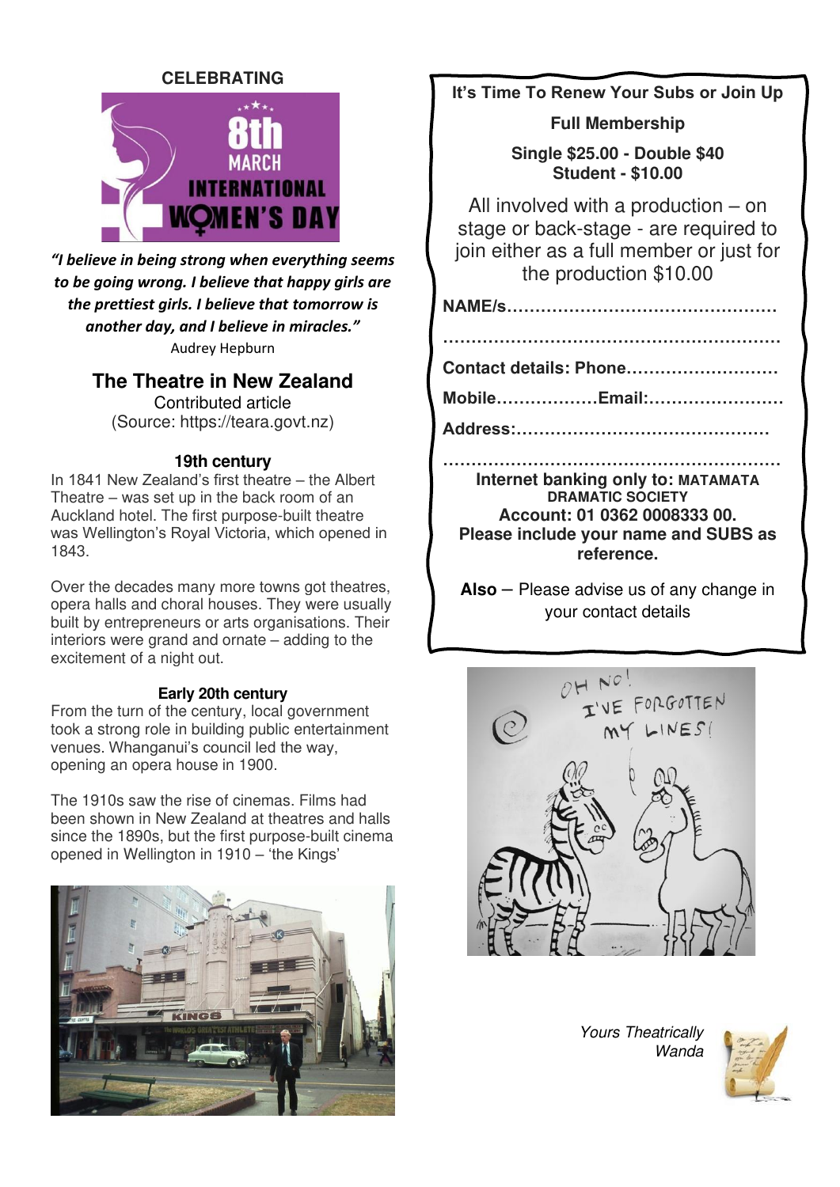**CELEBRATING**

*"I believe in being strong when everything seems to be going wrong. I believe that happy girls are the prettiest girls. I believe that tomorrow is another day, and I believe in miracles."*

Audrey Hepburn

## The Theatre in New Zealand

Contributed article
(Source: https://teara.govt.nz)

### 19th century

In 1841 New Zealand's first theatre – the Albert Theatre – was set up in the back room of an Auckland hotel. The first purpose-built theatre was Wellington's Royal Victoria, which opened in 1843.

Over the decades many more towns got theatres, opera halls and choral houses. They were usually built by entrepreneurs or arts organisations. Their interiors were grand and ornate – adding to the excitement of a night out.

### Early 20th century

From the turn of the century, local government took a strong role in building public entertainment venues. Whanganui's council led the way, opening an opera house in 1900.

The 1910s saw the rise of cinemas. Films had been shown in New Zealand at theatres and halls since the 1890s, but the first purpose-built cinema opened in Wellington in 1910 – 'the Kings'

**It's Time To Renew Your Subs or Join Up**

**Full Membership**

**Single $25.00 - Double $40**
**Student - $10.00**

All involved with a production – on stage or back-stage - are required to join either as a full member or just for the production $10.00

**NAME/s……………………………………………**

**……………………………………………………**

**Contact details: Phone………………………**

**Mobile………………Email:……………………**

**Address:…………………………………………**

**……………………………………………………**

**Internet banking only to: MATAMATA DRAMATIC SOCIETY**
**Account: 01 0362 0008333 00.**
**Please include your name and SUBS as reference.**

**Also** – Please advise us of any change in your contact details

*Yours Theatrically*
*Wanda*